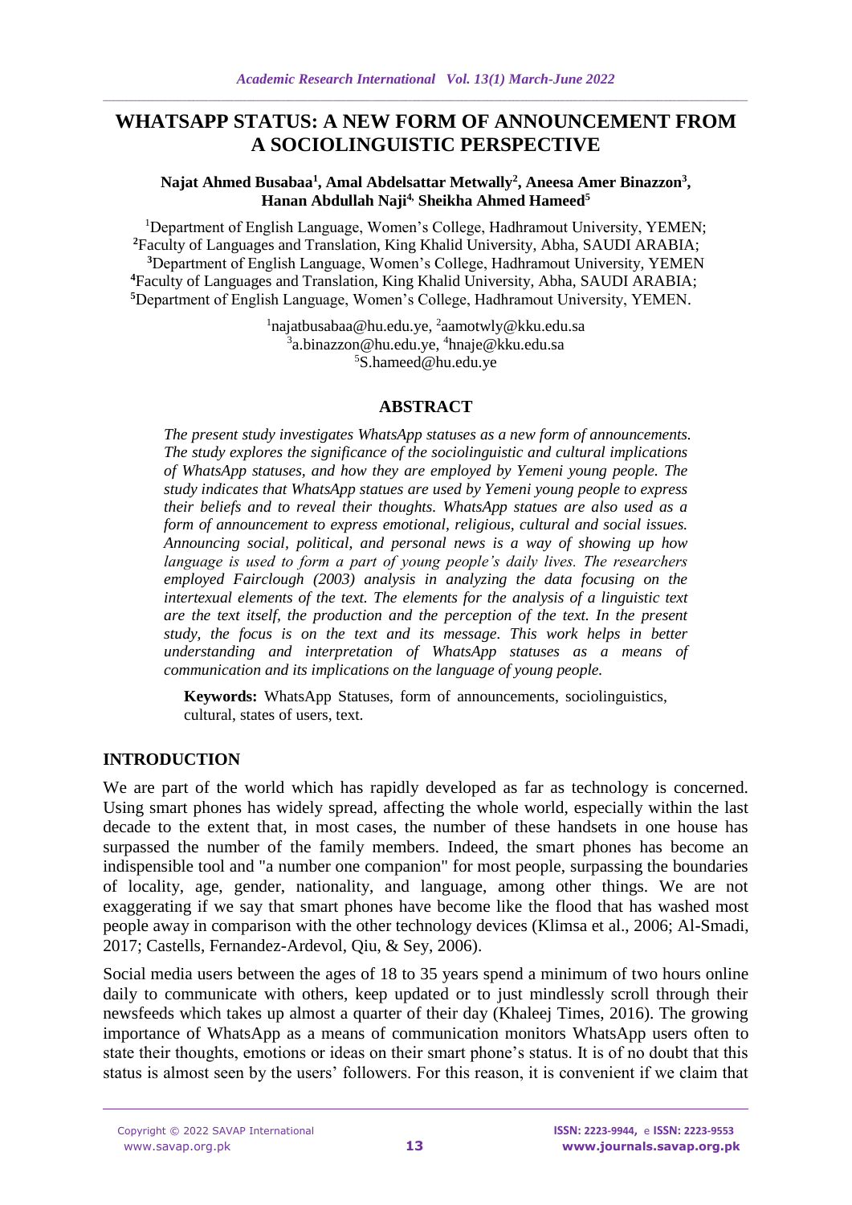# WHATSAPP STATUS: A NEW FORM OF ANNOUNCEMENT FROM A SOCIOLINGUISTIC PERSPECTIVE

**Najat Ahmed Busabaa[1], Amal Abdelsattar Metwally[2], Aneesa Amer Binazzon[3], Hanan Abdullah Naji[4], Sheikha Ahmed Hameed[5]**

[1]Department of English Language, Women's College, Hadhramout University, YEMEN;
[2]Faculty of Languages and Translation, King Khalid University, Abha, SAUDI ARABIA;
[3]Department of English Language, Women's College, Hadhramout University, YEMEN
[4]Faculty of Languages and Translation, King Khalid University, Abha, SAUDI ARABIA;
[5]Department of English Language, Women's College, Hadhramout University, YEMEN.

[1]najatbusabaa@hu.edu.ye, [2]aamotwly@kku.edu.sa
[3]a.binazzon@hu.edu.ye, [4]hnaje@kku.edu.sa
[5]S.hameed@hu.edu.ye

## ABSTRACT

*The present study investigates WhatsApp statuses as a new form of announcements. The study explores the significance of the sociolinguistic and cultural implications of WhatsApp statuses, and how they are employed by Yemeni young people. The study indicates that WhatsApp statues are used by Yemeni young people to express their beliefs and to reveal their thoughts. WhatsApp statues are also used as a form of announcement to express emotional, religious, cultural and social issues. Announcing social, political, and personal news is a way of showing up how language is used to form a part of young people's daily lives. The researchers employed Fairclough (2003) analysis in analyzing the data focusing on the intertexual elements of the text. The elements for the analysis of a linguistic text are the text itself, the production and the perception of the text. In the present study, the focus is on the text and its message. This work helps in better understanding and interpretation of WhatsApp statuses as a means of communication and its implications on the language of young people.*

**Keywords:** WhatsApp Statuses, form of announcements, sociolinguistics, cultural, states of users, text.

## INTRODUCTION

We are part of the world which has rapidly developed as far as technology is concerned. Using smart phones has widely spread, affecting the whole world, especially within the last decade to the extent that, in most cases, the number of these handsets in one house has surpassed the number of the family members. Indeed, the smart phones has become an indispensible tool and "a number one companion" for most people, surpassing the boundaries of locality, age, gender, nationality, and language, among other things. We are not exaggerating if we say that smart phones have become like the flood that has washed most people away in comparison with the other technology devices (Klimsa et al., 2006; Al-Smadi, 2017; Castells, Fernandez-Ardevol, Qiu, & Sey, 2006).

Social media users between the ages of 18 to 35 years spend a minimum of two hours online daily to communicate with others, keep updated or to just mindlessly scroll through their newsfeeds which takes up almost a quarter of their day (Khaleej Times, 2016). The growing importance of WhatsApp as a means of communication monitors WhatsApp users often to state their thoughts, emotions or ideas on their smart phone's status. It is of no doubt that this status is almost seen by the users' followers. For this reason, it is convenient if we claim that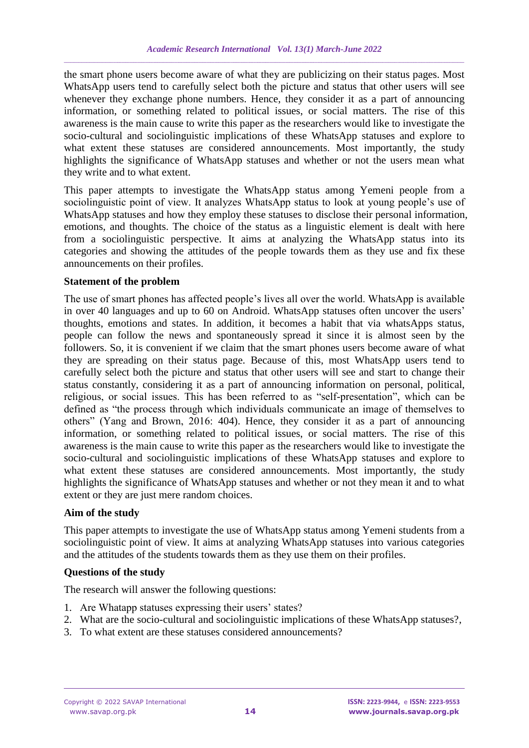the smart phone users become aware of what they are publicizing on their status pages. Most WhatsApp users tend to carefully select both the picture and status that other users will see whenever they exchange phone numbers. Hence, they consider it as a part of announcing information, or something related to political issues, or social matters. The rise of this awareness is the main cause to write this paper as the researchers would like to investigate the socio-cultural and sociolinguistic implications of these WhatsApp statuses and explore to what extent these statuses are considered announcements. Most importantly, the study highlights the significance of WhatsApp statuses and whether or not the users mean what they write and to what extent.

This paper attempts to investigate the WhatsApp status among Yemeni people from a sociolinguistic point of view. It analyzes WhatsApp status to look at young people's use of WhatsApp statuses and how they employ these statuses to disclose their personal information, emotions, and thoughts. The choice of the status as a linguistic element is dealt with here from a sociolinguistic perspective. It aims at analyzing the WhatsApp status into its categories and showing the attitudes of the people towards them as they use and fix these announcements on their profiles.

**Statement of the problem**

The use of smart phones has affected people's lives all over the world. WhatsApp is available in over 40 languages and up to 60 on Android. WhatsApp statuses often uncover the users' thoughts, emotions and states. In addition, it becomes a habit that via whatsApps status, people can follow the news and spontaneously spread it since it is almost seen by the followers. So, it is convenient if we claim that the smart phones users become aware of what they are spreading on their status page. Because of this, most WhatsApp users tend to carefully select both the picture and status that other users will see and start to change their status constantly, considering it as a part of announcing information on personal, political, religious, or social issues. This has been referred to as "self-presentation", which can be defined as "the process through which individuals communicate an image of themselves to others" (Yang and Brown, 2016: 404). Hence, they consider it as a part of announcing information, or something related to political issues, or social matters. The rise of this awareness is the main cause to write this paper as the researchers would like to investigate the socio-cultural and sociolinguistic implications of these WhatsApp statuses and explore to what extent these statuses are considered announcements. Most importantly, the study highlights the significance of WhatsApp statuses and whether or not they mean it and to what extent or they are just mere random choices.

**Aim of the study**

This paper attempts to investigate the use of WhatsApp status among Yemeni students from a sociolinguistic point of view. It aims at analyzing WhatsApp statuses into various categories and the attitudes of the students towards them as they use them on their profiles.

**Questions of the study**

The research will answer the following questions:

1. Are Whatapp statuses expressing their users' states?
2. What are the socio-cultural and sociolinguistic implications of these WhatsApp statuses?,
3. To what extent are these statuses considered announcements?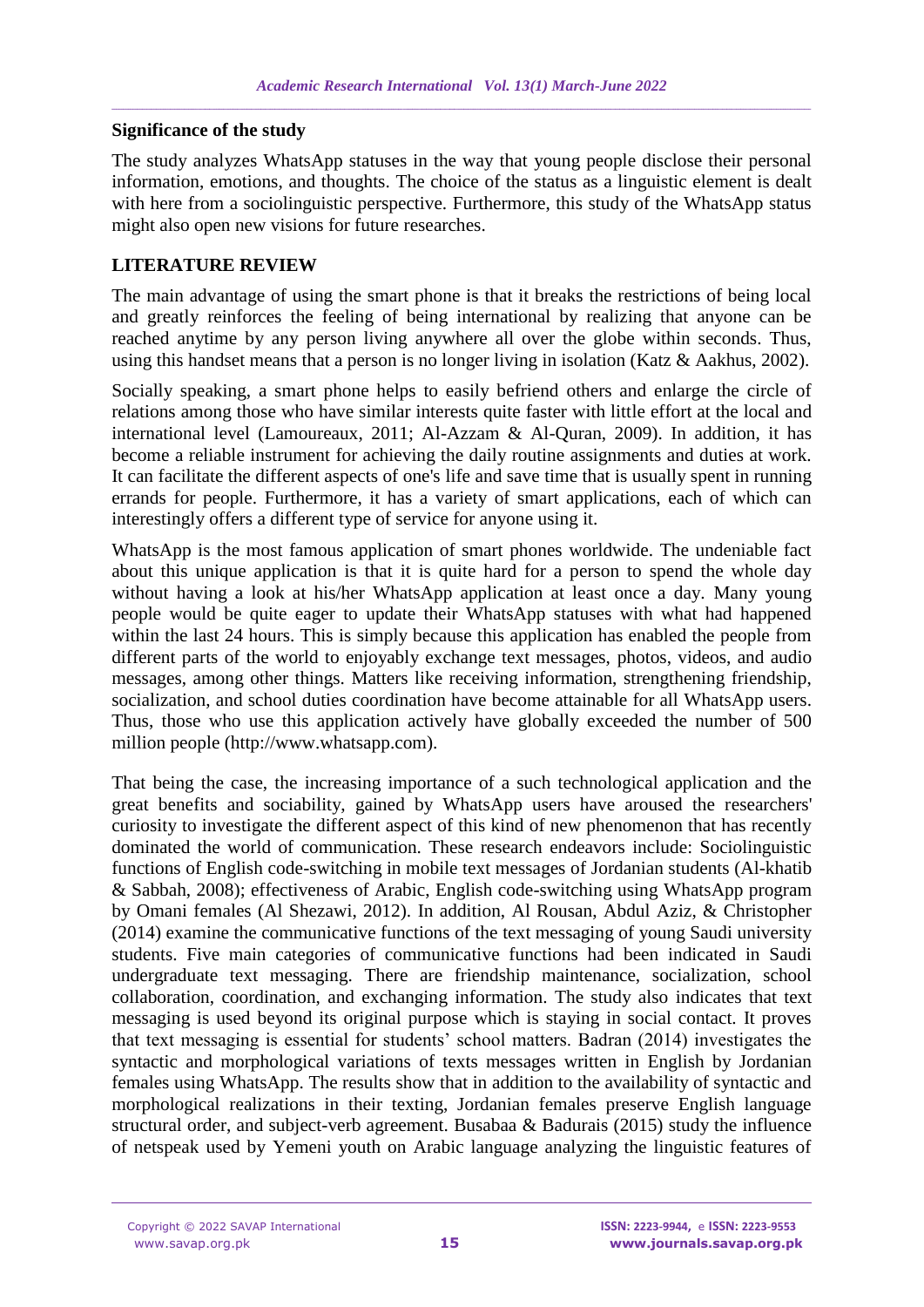**Significance of the study**

The study analyzes WhatsApp statuses in the way that young people disclose their personal information, emotions, and thoughts. The choice of the status as a linguistic element is dealt with here from a sociolinguistic perspective. Furthermore, this study of the WhatsApp status might also open new visions for future researches.

## LITERATURE REVIEW

The main advantage of using the smart phone is that it breaks the restrictions of being local and greatly reinforces the feeling of being international by realizing that anyone can be reached anytime by any person living anywhere all over the globe within seconds. Thus, using this handset means that a person is no longer living in isolation (Katz & Aakhus, 2002).

Socially speaking, a smart phone helps to easily befriend others and enlarge the circle of relations among those who have similar interests quite faster with little effort at the local and international level (Lamoureaux, 2011; Al-Azzam & Al-Quran, 2009). In addition, it has become a reliable instrument for achieving the daily routine assignments and duties at work. It can facilitate the different aspects of one's life and save time that is usually spent in running errands for people. Furthermore, it has a variety of smart applications, each of which can interestingly offers a different type of service for anyone using it.

WhatsApp is the most famous application of smart phones worldwide. The undeniable fact about this unique application is that it is quite hard for a person to spend the whole day without having a look at his/her WhatsApp application at least once a day. Many young people would be quite eager to update their WhatsApp statuses with what had happened within the last 24 hours. This is simply because this application has enabled the people from different parts of the world to enjoyably exchange text messages, photos, videos, and audio messages, among other things. Matters like receiving information, strengthening friendship, socialization, and school duties coordination have become attainable for all WhatsApp users. Thus, those who use this application actively have globally exceeded the number of 500 million people (http://www.whatsapp.com).

That being the case, the increasing importance of a such technological application and the great benefits and sociability, gained by WhatsApp users have aroused the researchers' curiosity to investigate the different aspect of this kind of new phenomenon that has recently dominated the world of communication. These research endeavors include: Sociolinguistic functions of English code-switching in mobile text messages of Jordanian students (Al-khatib & Sabbah, 2008); effectiveness of Arabic, English code-switching using WhatsApp program by Omani females (Al Shezawi, 2012). In addition, Al Rousan, Abdul Aziz, & Christopher (2014) examine the communicative functions of the text messaging of young Saudi university students. Five main categories of communicative functions had been indicated in Saudi undergraduate text messaging. There are friendship maintenance, socialization, school collaboration, coordination, and exchanging information. The study also indicates that text messaging is used beyond its original purpose which is staying in social contact. It proves that text messaging is essential for students' school matters. Badran (2014) investigates the syntactic and morphological variations of texts messages written in English by Jordanian females using WhatsApp. The results show that in addition to the availability of syntactic and morphological realizations in their texting, Jordanian females preserve English language structural order, and subject-verb agreement. Busabaa & Badurais (2015) study the influence of netspeak used by Yemeni youth on Arabic language analyzing the linguistic features of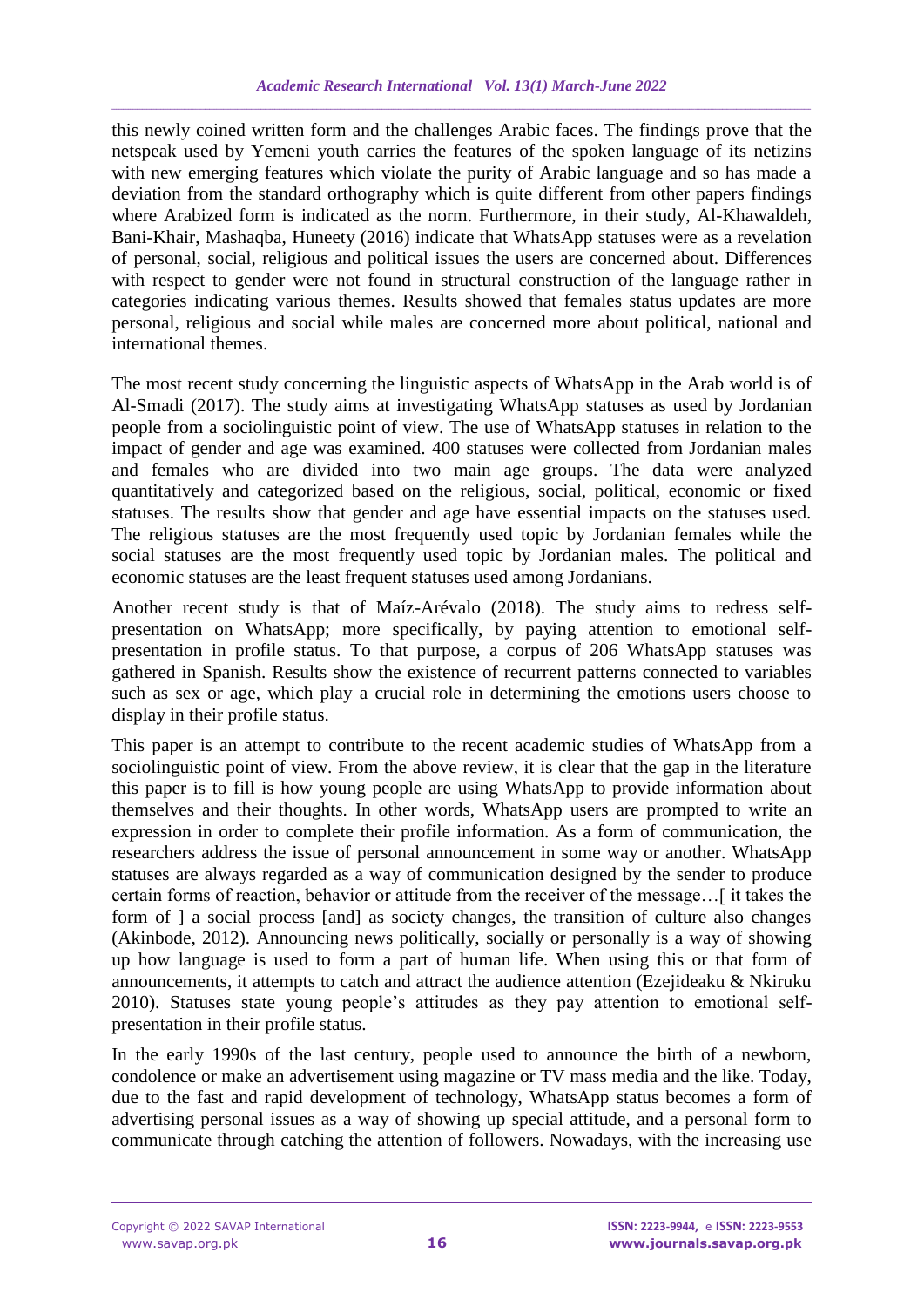this newly coined written form and the challenges Arabic faces. The findings prove that the netspeak used by Yemeni youth carries the features of the spoken language of its netizins with new emerging features which violate the purity of Arabic language and so has made a deviation from the standard orthography which is quite different from other papers findings where Arabized form is indicated as the norm. Furthermore, in their study, Al-Khawaldeh, Bani-Khair, Mashaqba, Huneety (2016) indicate that WhatsApp statuses were as a revelation of personal, social, religious and political issues the users are concerned about. Differences with respect to gender were not found in structural construction of the language rather in categories indicating various themes. Results showed that females status updates are more personal, religious and social while males are concerned more about political, national and international themes.

The most recent study concerning the linguistic aspects of WhatsApp in the Arab world is of Al-Smadi (2017). The study aims at investigating WhatsApp statuses as used by Jordanian people from a sociolinguistic point of view. The use of WhatsApp statuses in relation to the impact of gender and age was examined. 400 statuses were collected from Jordanian males and females who are divided into two main age groups. The data were analyzed quantitatively and categorized based on the religious, social, political, economic or fixed statuses. The results show that gender and age have essential impacts on the statuses used. The religious statuses are the most frequently used topic by Jordanian females while the social statuses are the most frequently used topic by Jordanian males. The political and economic statuses are the least frequent statuses used among Jordanians.

Another recent study is that of Maíz-Arévalo (2018). The study aims to redress self-presentation on WhatsApp; more specifically, by paying attention to emotional self-presentation in profile status. To that purpose, a corpus of 206 WhatsApp statuses was gathered in Spanish. Results show the existence of recurrent patterns connected to variables such as sex or age, which play a crucial role in determining the emotions users choose to display in their profile status.

This paper is an attempt to contribute to the recent academic studies of WhatsApp from a sociolinguistic point of view. From the above review, it is clear that the gap in the literature this paper is to fill is how young people are using WhatsApp to provide information about themselves and their thoughts. In other words, WhatsApp users are prompted to write an expression in order to complete their profile information. As a form of communication, the researchers address the issue of personal announcement in some way or another. WhatsApp statuses are always regarded as a way of communication designed by the sender to produce certain forms of reaction, behavior or attitude from the receiver of the message…[ it takes the form of ] a social process [and] as society changes, the transition of culture also changes (Akinbode, 2012). Announcing news politically, socially or personally is a way of showing up how language is used to form a part of human life. When using this or that form of announcements, it attempts to catch and attract the audience attention (Ezejideaku & Nkiruku 2010). Statuses state young people's attitudes as they pay attention to emotional self-presentation in their profile status.

In the early 1990s of the last century, people used to announce the birth of a newborn, condolence or make an advertisement using magazine or TV mass media and the like. Today, due to the fast and rapid development of technology, WhatsApp status becomes a form of advertising personal issues as a way of showing up special attitude, and a personal form to communicate through catching the attention of followers. Nowadays, with the increasing use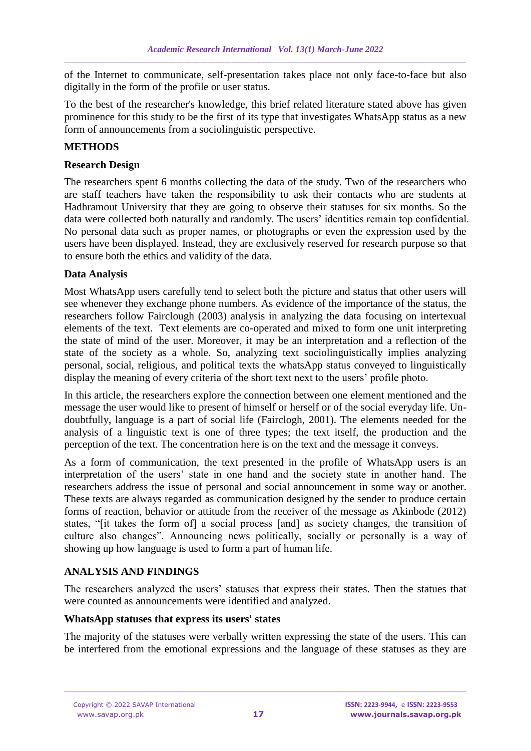of the Internet to communicate, self-presentation takes place not only face-to-face but also digitally in the form of the profile or user status.

To the best of the researcher's knowledge, this brief related literature stated above has given prominence for this study to be the first of its type that investigates WhatsApp status as a new form of announcements from a sociolinguistic perspective.

## METHODS

### Research Design

The researchers spent 6 months collecting the data of the study. Two of the researchers who are staff teachers have taken the responsibility to ask their contacts who are students at Hadhramout University that they are going to observe their statuses for six months. So the data were collected both naturally and randomly. The users' identities remain top confidential. No personal data such as proper names, or photographs or even the expression used by the users have been displayed. Instead, they are exclusively reserved for research purpose so that to ensure both the ethics and validity of the data.

### Data Analysis

Most WhatsApp users carefully tend to select both the picture and status that other users will see whenever they exchange phone numbers. As evidence of the importance of the status, the researchers follow Fairclough (2003) analysis in analyzing the data focusing on intertexual elements of the text. Text elements are co-operated and mixed to form one unit interpreting the state of mind of the user. Moreover, it may be an interpretation and a reflection of the state of the society as a whole. So, analyzing text sociolinguistically implies analyzing personal, social, religious, and political texts the whatsApp status conveyed to linguistically display the meaning of every criteria of the short text next to the users' profile photo.

In this article, the researchers explore the connection between one element mentioned and the message the user would like to present of himself or herself or of the social everyday life. Un-doubtfully, language is a part of social life (Fairclogh, 2001). The elements needed for the analysis of a linguistic text is one of three types; the text itself, the production and the perception of the text. The concentration here is on the text and the message it conveys.

As a form of communication, the text presented in the profile of WhatsApp users is an interpretation of the users' state in one hand and the society state in another hand. The researchers address the issue of personal and social announcement in some way or another. These texts are always regarded as communication designed by the sender to produce certain forms of reaction, behavior or attitude from the receiver of the message as Akinbode (2012) states, "[it takes the form of] a social process [and] as society changes, the transition of culture also changes". Announcing news politically, socially or personally is a way of showing up how language is used to form a part of human life.

## ANALYSIS AND FINDINGS

The researchers analyzed the users' statuses that express their states. Then the statues that were counted as announcements were identified and analyzed.

### WhatsApp statuses that express its users' states

The majority of the statuses were verbally written expressing the state of the users. This can be interfered from the emotional expressions and the language of these statuses as they are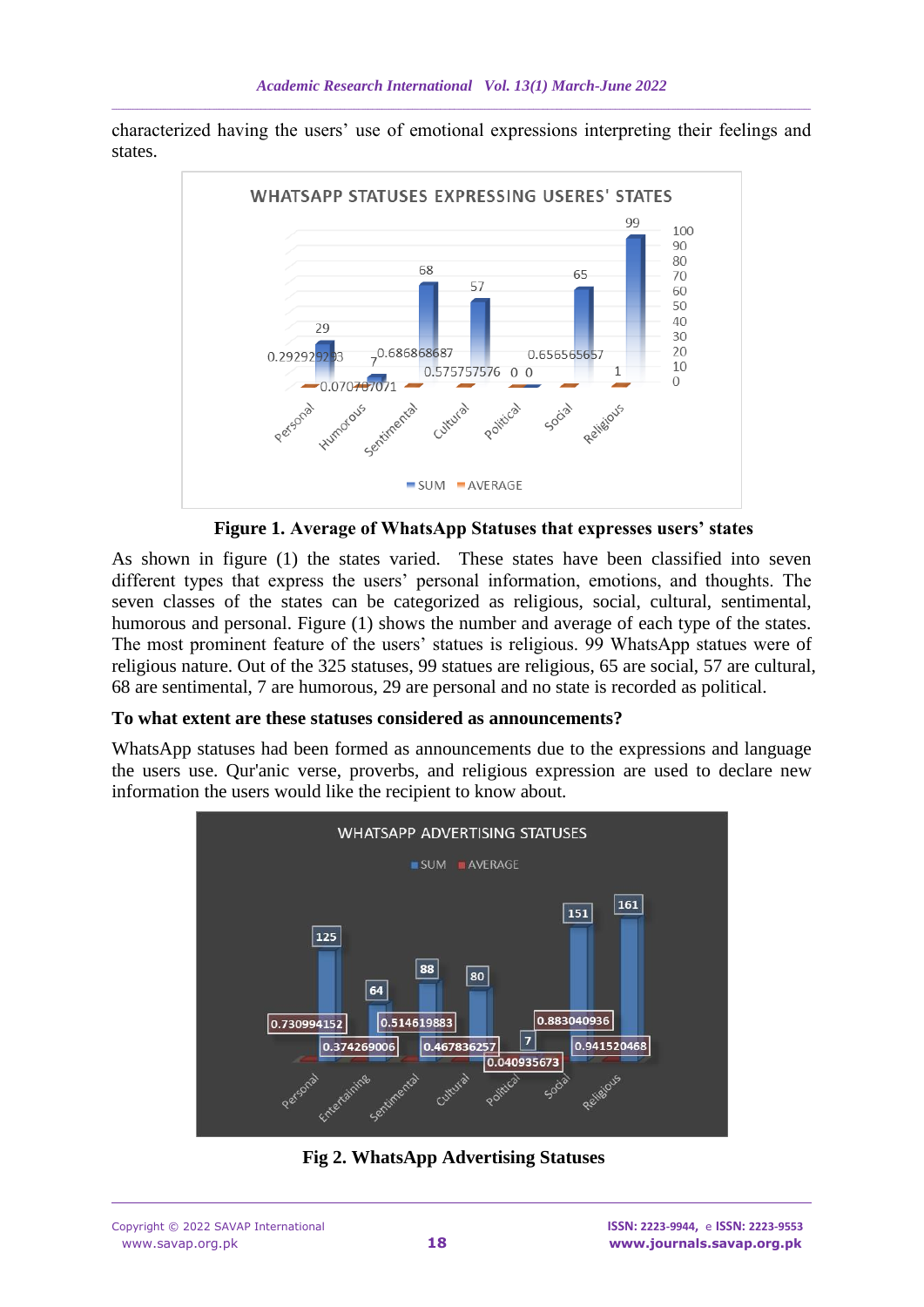characterized having the users' use of emotional expressions interpreting their feelings and states.

**Figure 1. Average of WhatsApp Statuses that expresses users' states**

As shown in figure (1) the states varied. These states have been classified into seven different types that express the users' personal information, emotions, and thoughts. The seven classes of the states can be categorized as religious, social, cultural, sentimental, humorous and personal. Figure (1) shows the number and average of each type of the states. The most prominent feature of the users' statues is religious. 99 WhatsApp statues were of religious nature. Out of the 325 statuses, 99 statues are religious, 65 are social, 57 are cultural, 68 are sentimental, 7 are humorous, 29 are personal and no state is recorded as political.

**To what extent are these statuses considered as announcements?**

WhatsApp statuses had been formed as announcements due to the expressions and language the users use. Qur'anic verse, proverbs, and religious expression are used to declare new information the users would like the recipient to know about.

**Fig 2. WhatsApp Advertising Statuses**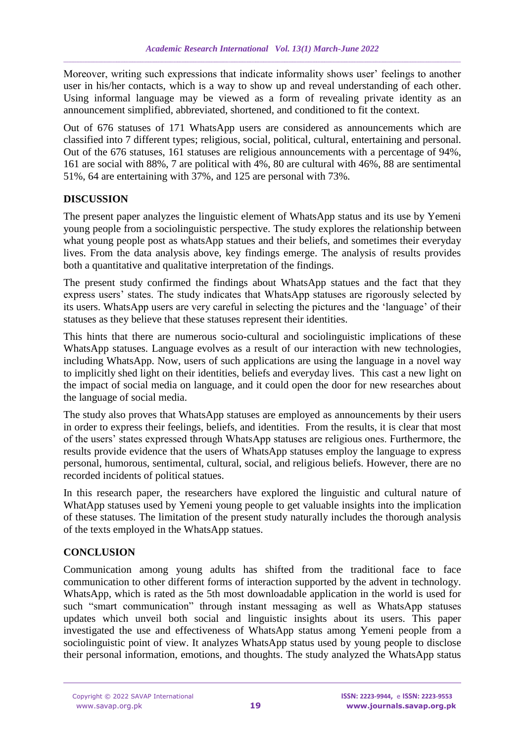Moreover, writing such expressions that indicate informality shows user' feelings to another user in his/her contacts, which is a way to show up and reveal understanding of each other. Using informal language may be viewed as a form of revealing private identity as an announcement simplified, abbreviated, shortened, and conditioned to fit the context.

Out of 676 statuses of 171 WhatsApp users are considered as announcements which are classified into 7 different types; religious, social, political, cultural, entertaining and personal. Out of the 676 statuses, 161 statuses are religious announcements with a percentage of 94%, 161 are social with 88%, 7 are political with 4%, 80 are cultural with 46%, 88 are sentimental 51%, 64 are entertaining with 37%, and 125 are personal with 73%.

## DISCUSSION

The present paper analyzes the linguistic element of WhatsApp status and its use by Yemeni young people from a sociolinguistic perspective. The study explores the relationship between what young people post as whatsApp statues and their beliefs, and sometimes their everyday lives. From the data analysis above, key findings emerge. The analysis of results provides both a quantitative and qualitative interpretation of the findings.

The present study confirmed the findings about WhatsApp statues and the fact that they express users' states. The study indicates that WhatsApp statuses are rigorously selected by its users. WhatsApp users are very careful in selecting the pictures and the 'language' of their statuses as they believe that these statuses represent their identities.

This hints that there are numerous socio-cultural and sociolinguistic implications of these WhatsApp statuses. Language evolves as a result of our interaction with new technologies, including WhatsApp. Now, users of such applications are using the language in a novel way to implicitly shed light on their identities, beliefs and everyday lives. This cast a new light on the impact of social media on language, and it could open the door for new researches about the language of social media.

The study also proves that WhatsApp statuses are employed as announcements by their users in order to express their feelings, beliefs, and identities. From the results, it is clear that most of the users' states expressed through WhatsApp statuses are religious ones. Furthermore, the results provide evidence that the users of WhatsApp statuses employ the language to express personal, humorous, sentimental, cultural, social, and religious beliefs. However, there are no recorded incidents of political statues.

In this research paper, the researchers have explored the linguistic and cultural nature of WhatApp statuses used by Yemeni young people to get valuable insights into the implication of these statuses. The limitation of the present study naturally includes the thorough analysis of the texts employed in the WhatsApp statues.

## CONCLUSION

Communication among young adults has shifted from the traditional face to face communication to other different forms of interaction supported by the advent in technology. WhatsApp, which is rated as the 5th most downloadable application in the world is used for such "smart communication" through instant messaging as well as WhatsApp statuses updates which unveil both social and linguistic insights about its users. This paper investigated the use and effectiveness of WhatsApp status among Yemeni people from a sociolinguistic point of view. It analyzes WhatsApp status used by young people to disclose their personal information, emotions, and thoughts. The study analyzed the WhatsApp status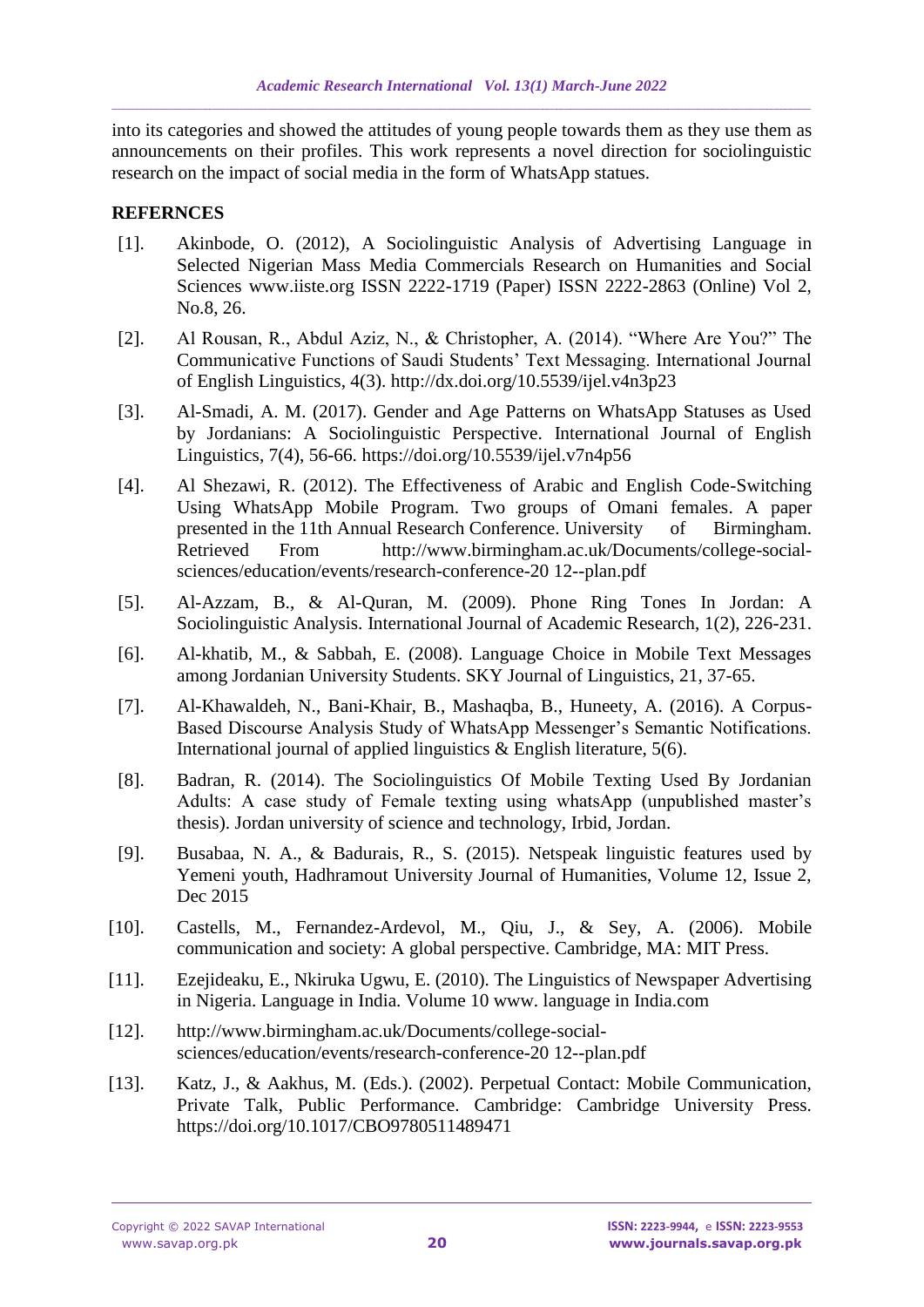into its categories and showed the attitudes of young people towards them as they use them as announcements on their profiles. This work represents a novel direction for sociolinguistic research on the impact of social media in the form of WhatsApp statues.

## REFERNCES

[1]. Akinbode, O. (2012), A Sociolinguistic Analysis of Advertising Language in Selected Nigerian Mass Media Commercials Research on Humanities and Social Sciences www.iiste.org ISSN 2222-1719 (Paper) ISSN 2222-2863 (Online) Vol 2, No.8, 26.

[2]. Al Rousan, R., Abdul Aziz, N., & Christopher, A. (2014). "Where Are You?" The Communicative Functions of Saudi Students' Text Messaging. International Journal of English Linguistics, 4(3). http://dx.doi.org/10.5539/ijel.v4n3p23

[3]. Al-Smadi, A. M. (2017). Gender and Age Patterns on WhatsApp Statuses as Used by Jordanians: A Sociolinguistic Perspective. International Journal of English Linguistics, 7(4), 56-66. https://doi.org/10.5539/ijel.v7n4p56

[4]. Al Shezawi, R. (2012). The Effectiveness of Arabic and English Code-Switching Using WhatsApp Mobile Program. Two groups of Omani females. A paper presented in the 11th Annual Research Conference. University of Birmingham. Retrieved From http://www.birmingham.ac.uk/Documents/college-social-sciences/education/events/research-conference-20 12--plan.pdf

[5]. Al-Azzam, B., & Al-Quran, M. (2009). Phone Ring Tones In Jordan: A Sociolinguistic Analysis. International Journal of Academic Research, 1(2), 226-231.

[6]. Al-khatib, M., & Sabbah, E. (2008). Language Choice in Mobile Text Messages among Jordanian University Students. SKY Journal of Linguistics, 21, 37-65.

[7]. Al-Khawaldeh, N., Bani-Khair, B., Mashaqba, B., Huneety, A. (2016). A Corpus-Based Discourse Analysis Study of WhatsApp Messenger's Semantic Notifications. International journal of applied linguistics & English literature, 5(6).

[8]. Badran, R. (2014). The Sociolinguistics Of Mobile Texting Used By Jordanian Adults: A case study of Female texting using whatsApp (unpublished master's thesis). Jordan university of science and technology, Irbid, Jordan.

[9]. Busabaa, N. A., & Badurais, R., S. (2015). Netspeak linguistic features used by Yemeni youth, Hadhramout University Journal of Humanities, Volume 12, Issue 2, Dec 2015

[10]. Castells, M., Fernandez-Ardevol, M., Qiu, J., & Sey, A. (2006). Mobile communication and society: A global perspective. Cambridge, MA: MIT Press.

[11]. Ezejideaku, E., Nkiruka Ugwu, E. (2010). The Linguistics of Newspaper Advertising in Nigeria. Language in India. Volume 10 www. language in India.com

[12]. http://www.birmingham.ac.uk/Documents/college-social-sciences/education/events/research-conference-20 12--plan.pdf

[13]. Katz, J., & Aakhus, M. (Eds.). (2002). Perpetual Contact: Mobile Communication, Private Talk, Public Performance. Cambridge: Cambridge University Press. https://doi.org/10.1017/CBO9780511489471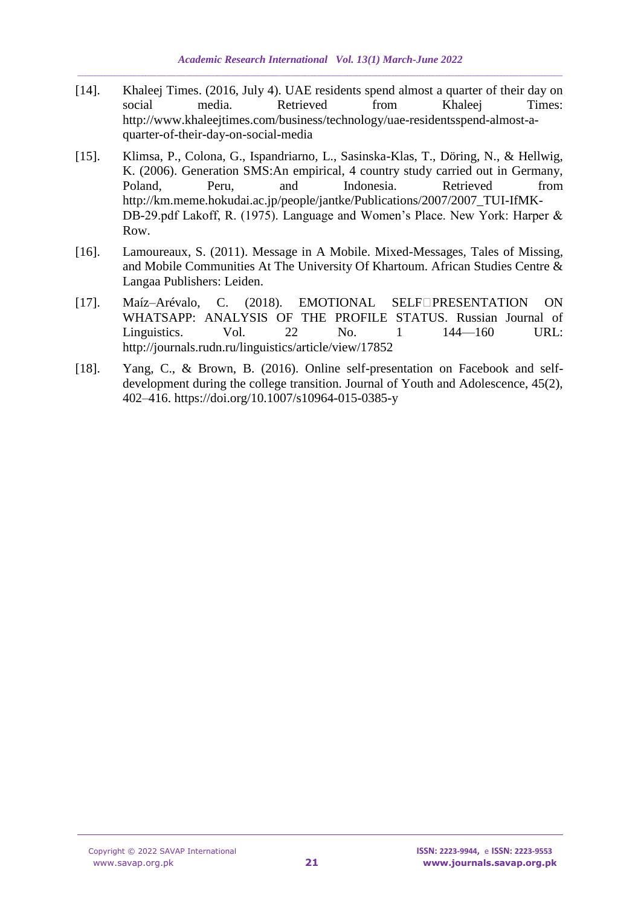[14]. Khaleej Times. (2016, July 4). UAE residents spend almost a quarter of their day on social media. Retrieved from Khaleej Times: http://www.khaleejtimes.com/business/technology/uae-residentsspend-almost-a-quarter-of-their-day-on-social-media

[15]. Klimsa, P., Colona, G., Ispandriarno, L., Sasinska-Klas, T., Döring, N., & Hellwig, K. (2006). Generation SMS:An empirical, 4 country study carried out in Germany, Poland, Peru, and Indonesia. Retrieved from http://km.meme.hokudai.ac.jp/people/jantke/Publications/2007/2007_TUI-IfMK-DB-29.pdf Lakoff, R. (1975). Language and Women's Place. New York: Harper & Row.

[16]. Lamoureaux, S. (2011). Message in A Mobile. Mixed-Messages, Tales of Missing, and Mobile Communities At The University Of Khartoum. African Studies Centre & Langaa Publishers: Leiden.

[17]. Maíz–Arévalo, C. (2018). EMOTIONAL SELF□PRESENTATION ON WHATSAPP: ANALYSIS OF THE PROFILE STATUS. Russian Journal of Linguistics. Vol. 22 No. 1 144—160 URL: http://journals.rudn.ru/linguistics/article/view/17852

[18]. Yang, C., & Brown, B. (2016). Online self-presentation on Facebook and self-development during the college transition. Journal of Youth and Adolescence, 45(2), 402–416. https://doi.org/10.1007/s10964-015-0385-y